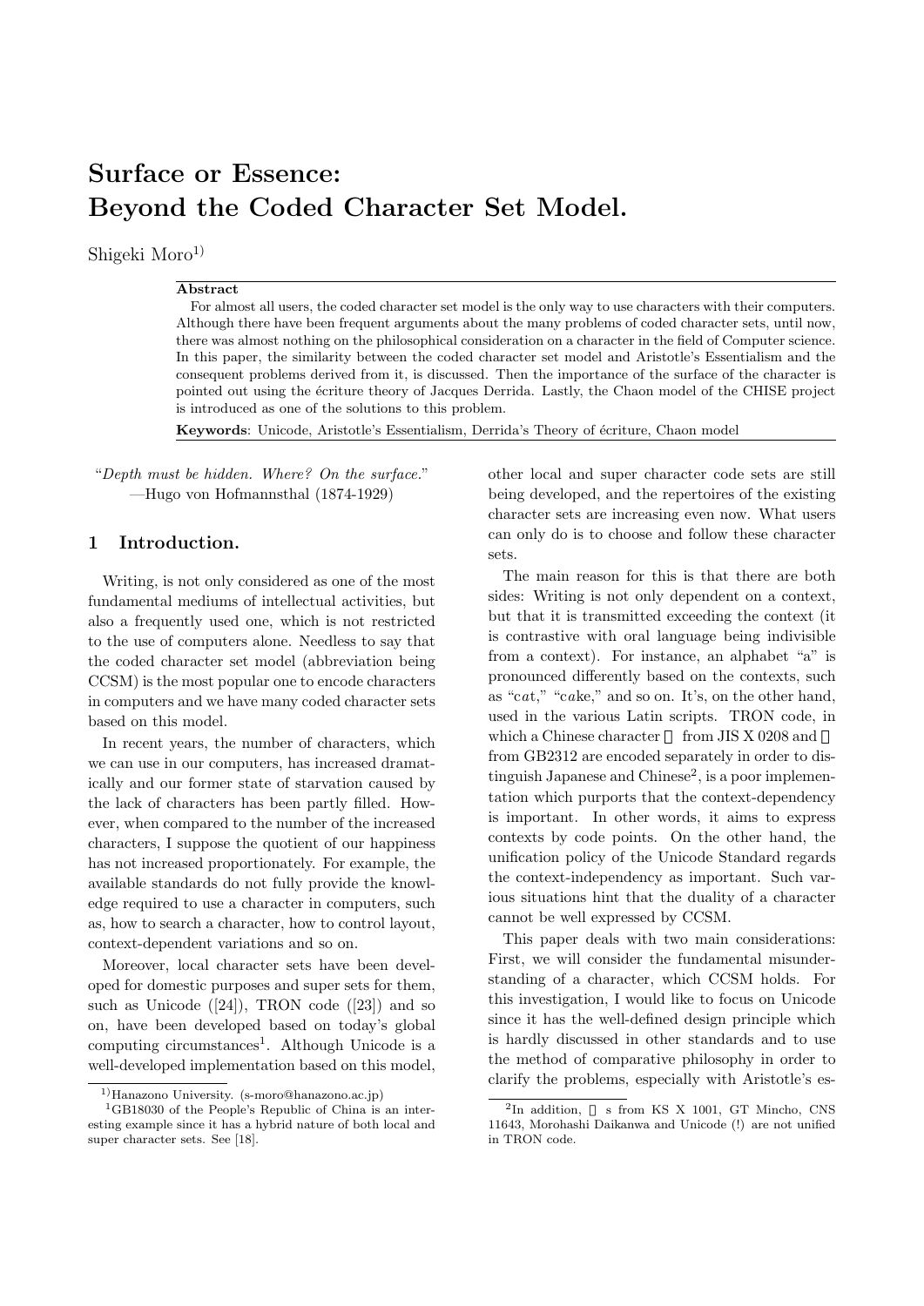# Surface or Essence: Beyond the Coded Character Set Model.

Shigeki Moro[1)]

**Abstract**

For almost all users, the coded character set model is the only way to use characters with their computers. Although there have been frequent arguments about the many problems of coded character sets, until now, there was almost nothing on the philosophical consideration on a character in the field of Computer science. In this paper, the similarity between the coded character set model and Aristotle's Essentialism and the consequent problems derived from it, is discussed. Then the importance of the surface of the character is pointed out using the écriture theory of Jacques Derrida. Lastly, the Chaon model of the CHISE project is introduced as one of the solutions to this problem.

**Keywords**: Unicode, Aristotle's Essentialism, Derrida's Theory of écriture, Chaon model

"*Depth must be hidden. Where? On the surface.*"
—Hugo von Hofmannsthal (1874-1929)

## 1 Introduction.

Writing, is not only considered as one of the most fundamental mediums of intellectual activities, but also a frequently used one, which is not restricted to the use of computers alone. Needless to say that the coded character set model (abbreviation being CCSM) is the most popular one to encode characters in computers and we have many coded character sets based on this model.

In recent years, the number of characters, which we can use in our computers, has increased dramatically and our former state of starvation caused by the lack of characters has been partly filled. However, when compared to the number of the increased characters, I suppose the quotient of our happiness has not increased proportionately. For example, the available standards do not fully provide the knowledge required to use a character in computers, such as, how to search a character, how to control layout, context-dependent variations and so on.

Moreover, local character sets have been developed for domestic purposes and super sets for them, such as Unicode ([24]), TRON code ([23]) and so on, have been developed based on today's global computing circumstances[1]. Although Unicode is a well-developed implementation based on this model, other local and super character code sets are still being developed, and the repertoires of the existing character sets are increasing even now. What users can only do is to choose and follow these character sets.

The main reason for this is that there are both sides: Writing is not only dependent on a context, but that it is transmitted exceeding the context (it is contrastive with oral language being indivisible from a context). For instance, an alphabet "a" is pronounced differently based on the contexts, such as "c*a*t," "c*a*ke," and so on. It's, on the other hand, used in the various Latin scripts. TRON code, in which a Chinese character from JIS X 0208 and from GB2312 are encoded separately in order to distinguish Japanese and Chinese[2], is a poor implementation which purports that the context-dependency is important. In other words, it aims to express contexts by code points. On the other hand, the unification policy of the Unicode Standard regards the context-independency as important. Such various situations hint that the duality of a character cannot be well expressed by CCSM.

This paper deals with two main considerations: First, we will consider the fundamental misunderstanding of a character, which CCSM holds. For this investigation, I would like to focus on Unicode since it has the well-defined design principle which is hardly discussed in other standards and to use the method of comparative philosophy in order to clarify the problems, especially with Aristotle's es-

---

[1)] Hanazono University. (s-moro@hanazono.ac.jp)

[1] GB18030 of the People's Republic of China is an interesting example since it has a hybrid nature of both local and super character sets. See [18].

[2] In addition, s from KS X 1001, GT Mincho, CNS 11643, Morohashi Daikanwa and Unicode (!) are not unified in TRON code.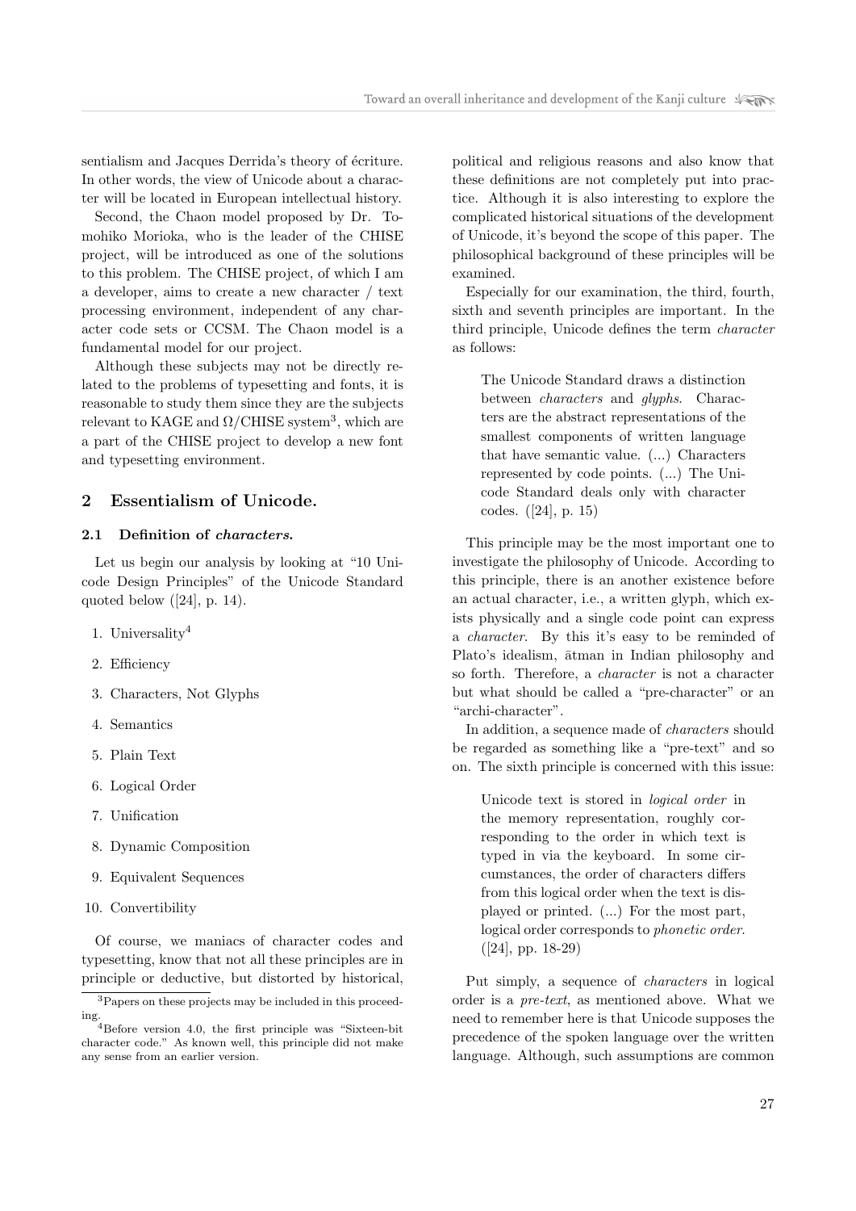sentialism and Jacques Derrida's theory of écriture. In other words, the view of Unicode about a character will be located in European intellectual history.

Second, the Chaon model proposed by Dr. Tomohiko Morioka, who is the leader of the CHISE project, will be introduced as one of the solutions to this problem. The CHISE project, of which I am a developer, aims to create a new character / text processing environment, independent of any character code sets or CCSM. The Chaon model is a fundamental model for our project.

Although these subjects may not be directly related to the problems of typesetting and fonts, it is reasonable to study them since they are the subjects relevant to KAGE and Ω/CHISE system[3], which are a part of the CHISE project to develop a new font and typesetting environment.

## 2 Essentialism of Unicode.

### 2.1 Definition of *characters*.

Let us begin our analysis by looking at "10 Unicode Design Principles" of the Unicode Standard quoted below ([24], p. 14).

1. Universality[4]
2. Efficiency
3. Characters, Not Glyphs
4. Semantics
5. Plain Text
6. Logical Order
7. Unification
8. Dynamic Composition
9. Equivalent Sequences
10. Convertibility

Of course, we maniacs of character codes and typesetting, know that not all these principles are in principle or deductive, but distorted by historical, political and religious reasons and also know that these definitions are not completely put into practice. Although it is also interesting to explore the complicated historical situations of the development of Unicode, it's beyond the scope of this paper. The philosophical background of these principles will be examined.

Especially for our examination, the third, fourth, sixth and seventh principles are important. In the third principle, Unicode defines the term *character* as follows:

> The Unicode Standard draws a distinction between *characters* and *glyphs*. Characters are the abstract representations of the smallest components of written language that have semantic value. (...) Characters represented by code points. (...) The Unicode Standard deals only with character codes. ([24], p. 15)

This principle may be the most important one to investigate the philosophy of Unicode. According to this principle, there is an another existence before an actual character, i.e., a written glyph, which exists physically and a single code point can express a *character*. By this it's easy to be reminded of Plato's idealism, ātman in Indian philosophy and so forth. Therefore, a *character* is not a character but what should be called a "pre-character" or an "archi-character".

In addition, a sequence made of *characters* should be regarded as something like a "pre-text" and so on. The sixth principle is concerned with this issue:

> Unicode text is stored in *logical order* in the memory representation, roughly corresponding to the order in which text is typed in via the keyboard. In some circumstances, the order of characters differs from this logical order when the text is displayed or printed. (...) For the most part, logical order corresponds to *phonetic order*. ([24], pp. 18-29)

Put simply, a sequence of *characters* in logical order is a *pre-text*, as mentioned above. What we need to remember here is that Unicode supposes the precedence of the spoken language over the written language. Although, such assumptions are common

[3] Papers on these projects may be included in this proceeding.

[4] Before version 4.0, the first principle was "Sixteen-bit character code." As known well, this principle did not make any sense from an earlier version.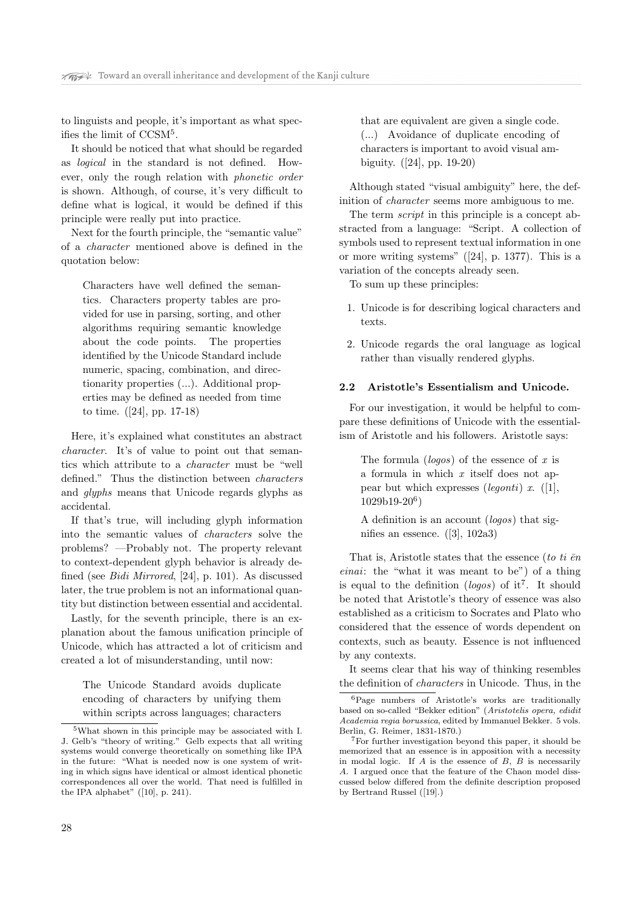to linguists and people, it's important as what specifies the limit of CCSM[5].

It should be noticed that what should be regarded as *logical* in the standard is not defined. However, only the rough relation with *phonetic order* is shown. Although, of course, it's very difficult to define what is logical, it would be defined if this principle were really put into practice.

Next for the fourth principle, the "semantic value" of a *character* mentioned above is defined in the quotation below:

> Characters have well defined the semantics. Characters property tables are provided for use in parsing, sorting, and other algorithms requiring semantic knowledge about the code points. The properties identified by the Unicode Standard include numeric, spacing, combination, and directionarity properties (...). Additional properties may be defined as needed from time to time. ([24], pp. 17-18)

Here, it's explained what constitutes an abstract *character*. It's of value to point out that semantics which attribute to a *character* must be "well defined." Thus the distinction between *characters* and *glyphs* means that Unicode regards glyphs as accidental.

If that's true, will including glyph information into the semantic values of *characters* solve the problems? —Probably not. The property relevant to context-dependent glyph behavior is already defined (see *Bidi Mirrored*, [24], p. 101). As discussed later, the true problem is not an informational quantity but distinction between essential and accidental.

Lastly, for the seventh principle, there is an explanation about the famous unification principle of Unicode, which has attracted a lot of criticism and created a lot of misunderstanding, until now:

> The Unicode Standard avoids duplicate encoding of characters by unifying them within scripts across languages; characters that are equivalent are given a single code. (...) Avoidance of duplicate encoding of characters is important to avoid visual ambiguity. ([24], pp. 19-20)

Although stated "visual ambiguity" here, the definition of *character* seems more ambiguous to me.

The term *script* in this principle is a concept abstracted from a language: "Script. A collection of symbols used to represent textual information in one or more writing systems" ([24], p. 1377). This is a variation of the concepts already seen.

To sum up these principles:

1. Unicode is for describing logical characters and texts.
2. Unicode regards the oral language as logical rather than visually rendered glyphs.

### 2.2 Aristotle's Essentialism and Unicode.

For our investigation, it would be helpful to compare these definitions of Unicode with the essentialism of Aristotle and his followers. Aristotle says:

> The formula (*logos*) of the essence of $x$ is a formula in which $x$ itself does not appear but which expresses (*legonti*) $x$. ([1], 1029b19-20[6])
>
> A definition is an account (*logos*) that signifies an essence. ([3], 102a3)

That is, Aristotle states that the essence (*to ti ēn einai*: the "what it was meant to be") of a thing is equal to the definition (*logos*) of it[7]. It should be noted that Aristotle's theory of essence was also established as a criticism to Socrates and Plato who considered that the essence of words dependent on contexts, such as beauty. Essence is not influenced by any contexts.

It seems clear that his way of thinking resembles the definition of *characters* in Unicode. Thus, in the

---

[5] What shown in this principle may be associated with I. J. Gelb's "theory of writing." Gelb expects that all writing systems would converge theoretically on something like IPA in the future: "What is needed now is one system of writing in which signs have identical or almost identical phonetic correspondences all over the world. That need is fulfilled in the IPA alphabet" ([10], p. 241).

[6] Page numbers of Aristotle's works are traditionally based on so-called "Bekker edition" (*Aristotelis opera, edidit Academia regia borussica*, edited by Immanuel Bekker. 5 vols. Berlin, G. Reimer, 1831-1870.)

[7] For further investigation beyond this paper, it should be memorized that an essence is in apposition with a necessity in modal logic. If $A$ is the essence of $B$, $B$ is necessarily $A$. I argued once that the feature of the Chaon model disscussed below differed from the definite description proposed by Bertrand Russel ([19].)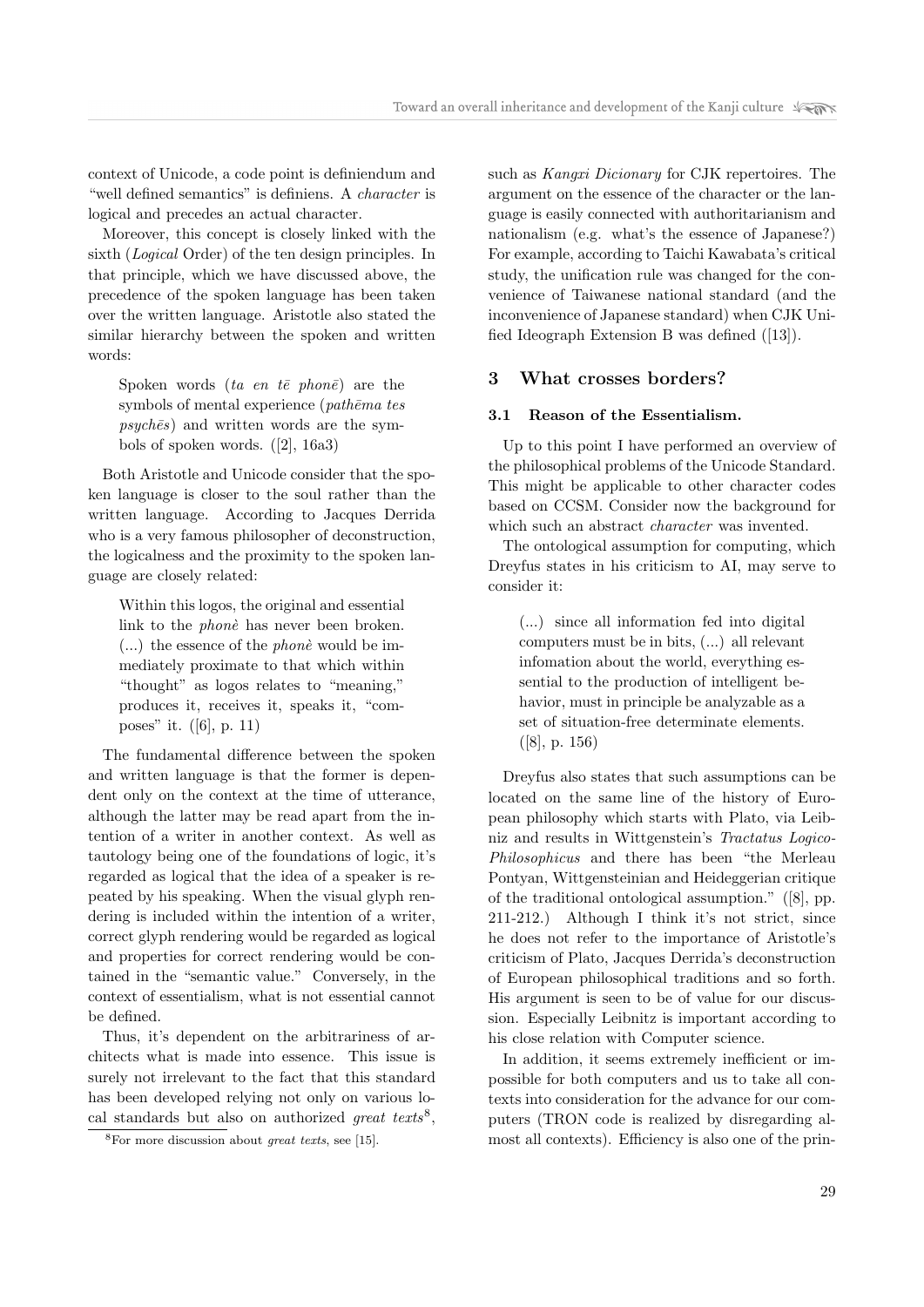context of Unicode, a code point is definiendum and "well defined semantics" is definiens. A *character* is logical and precedes an actual character.

Moreover, this concept is closely linked with the sixth (*Logical* Order) of the ten design principles. In that principle, which we have discussed above, the precedence of the spoken language has been taken over the written language. Aristotle also stated the similar hierarchy between the spoken and written words:

> Spoken words (*ta en tē phonē*) are the symbols of mental experience (*pathēma tes psychēs*) and written words are the symbols of spoken words. ([2], 16a3)

Both Aristotle and Unicode consider that the spoken language is closer to the soul rather than the written language. According to Jacques Derrida who is a very famous philosopher of deconstruction, the logicalness and the proximity to the spoken language are closely related:

> Within this logos, the original and essential link to the *phonè* has never been broken. (...) the essence of the *phonè* would be immediately proximate to that which within "thought" as logos relates to "meaning," produces it, receives it, speaks it, "composes" it. ([6], p. 11)

The fundamental difference between the spoken and written language is that the former is dependent only on the context at the time of utterance, although the latter may be read apart from the intention of a writer in another context. As well as tautology being one of the foundations of logic, it's regarded as logical that the idea of a speaker is repeated by his speaking. When the visual glyph rendering is included within the intention of a writer, correct glyph rendering would be regarded as logical and properties for correct rendering would be contained in the "semantic value." Conversely, in the context of essentialism, what is not essential cannot be defined.

Thus, it's dependent on the arbitrariness of architects what is made into essence. This issue is surely not irrelevant to the fact that this standard has been developed relying not only on various local standards but also on authorized *great texts*[8], such as *Kangxi Dicionary* for CJK repertoires. The argument on the essence of the character or the language is easily connected with authoritarianism and nationalism (e.g. what's the essence of Japanese?) For example, according to Taichi Kawabata's critical study, the unification rule was changed for the convenience of Taiwanese national standard (and the inconvenience of Japanese standard) when CJK Unified Ideograph Extension B was defined ([13]).

[8] For more discussion about *great texts*, see [15].

## 3 What crosses borders?

### 3.1 Reason of the Essentialism.

Up to this point I have performed an overview of the philosophical problems of the Unicode Standard. This might be applicable to other character codes based on CCSM. Consider now the background for which such an abstract *character* was invented.

The ontological assumption for computing, which Dreyfus states in his criticism to AI, may serve to consider it:

> (...) since all information fed into digital computers must be in bits, (...) all relevant infomation about the world, everything essential to the production of intelligent behavior, must in principle be analyzable as a set of situation-free determinate elements. ([8], p. 156)

Dreyfus also states that such assumptions can be located on the same line of the history of European philosophy which starts with Plato, via Leibniz and results in Wittgenstein's *Tractatus Logico-Philosophicus* and there has been "the Merleau Pontyan, Wittgensteinian and Heideggerian critique of the traditional ontological assumption." ([8], pp. 211-212.) Although I think it's not strict, since he does not refer to the importance of Aristotle's criticism of Plato, Jacques Derrida's deconstruction of European philosophical traditions and so forth. His argument is seen to be of value for our discussion. Especially Leibnitz is important according to his close relation with Computer science.

In addition, it seems extremely inefficient or impossible for both computers and us to take all contexts into consideration for the advance for our computers (TRON code is realized by disregarding almost all contexts). Efficiency is also one of the prin-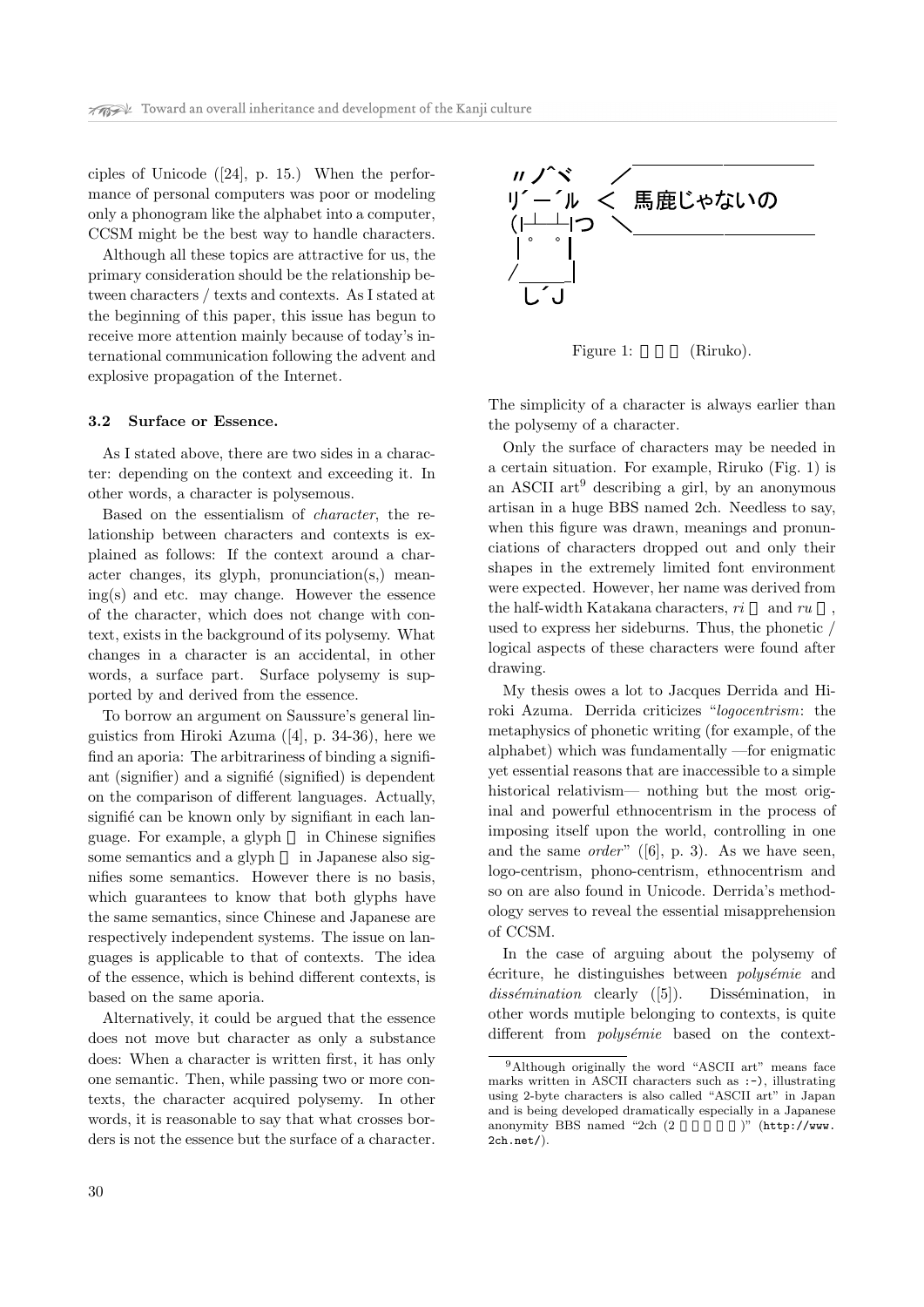ciples of Unicode ([24], p. 15.) When the performance of personal computers was poor or modeling only a phonogram like the alphabet into a computer, CCSM might be the best way to handle characters.

Although all these topics are attractive for us, the primary consideration should be the relationship between characters / texts and contexts. As I stated at the beginning of this paper, this issue has begun to receive more attention mainly because of today's international communication following the advent and explosive propagation of the Internet.

### 3.2 Surface or Essence.

As I stated above, there are two sides in a character: depending on the context and exceeding it. In other words, a character is polysemous.

Based on the essentialism of *character*, the relationship between characters and contexts is explained as follows: If the context around a character changes, its glyph, pronunciation(s,) meaning(s) and etc. may change. However the essence of the character, which does not change with context, exists in the background of its polysemy. What changes in a character is an accidental, in other words, a surface part. Surface polysemy is supported by and derived from the essence.

To borrow an argument on Saussure's general linguistics from Hiroki Azuma ([4], p. 34-36), here we find an aporia: The arbitrariness of binding a signifiant (signifier) and a signifié (signified) is dependent on the comparison of different languages. Actually, signifié can be known only by signifiant in each language. For example, a glyph in Chinese signifies some semantics and a glyph in Japanese also signifies some semantics. However there is no basis, which guarantees to know that both glyphs have the same semantics, since Chinese and Japanese are respectively independent systems. The issue on languages is applicable to that of contexts. The idea of the essence, which is behind different contexts, is based on the same aporia.

Alternatively, it could be argued that the essence does not move but character as only a substance does: When a character is written first, it has only one semantic. Then, while passing two or more contexts, the character acquired polysemy. In other words, it is reasonable to say that what crosses borders is not the essence but the surface of a character.

```
〃ノ^ヾ    ／￣￣￣￣￣￣￣￣￣
リ´ー´ル  ＜  馬鹿じゃないの
(|┴┴|つ   ＼＿＿＿＿＿＿＿＿＿
 |° °|
／＿＿|
 し´J
```

Figure 1: (Riruko).

The simplicity of a character is always earlier than the polysemy of a character.

Only the surface of characters may be needed in a certain situation. For example, Riruko (Fig. 1) is an ASCII art[9] describing a girl, by an anonymous artisan in a huge BBS named 2ch. Needless to say, when this figure was drawn, meanings and pronunciations of characters dropped out and only their shapes in the extremely limited font environment were expected. However, her name was derived from the half-width Katakana characters, *ri* and *ru* , used to express her sideburns. Thus, the phonetic / logical aspects of these characters were found after drawing.

My thesis owes a lot to Jacques Derrida and Hiroki Azuma. Derrida criticizes "*logocentrism*: the metaphysics of phonetic writing (for example, of the alphabet) which was fundamentally —for enigmatic yet essential reasons that are inaccessible to a simple historical relativism— nothing but the most original and powerful ethnocentrism in the process of imposing itself upon the world, controlling in one and the same *order*" ([6], p. 3). As we have seen, logo-centrism, phono-centrism, ethnocentrism and so on are also found in Unicode. Derrida's methodology serves to reveal the essential misapprehension of CCSM.

In the case of arguing about the polysemy of écriture, he distinguishes between *polysémie* and *dissémination* clearly ([5]). Dissémination, in other words mutiple belonging to contexts, is quite different from *polysémie* based on the context-

[9] Although originally the word "ASCII art" means face marks written in ASCII characters such as :-), illustrating using 2-byte characters is also called "ASCII art" in Japan and is being developed dramatically especially in a Japanese anonymity BBS named "2ch (2 )" (http://www.2ch.net/).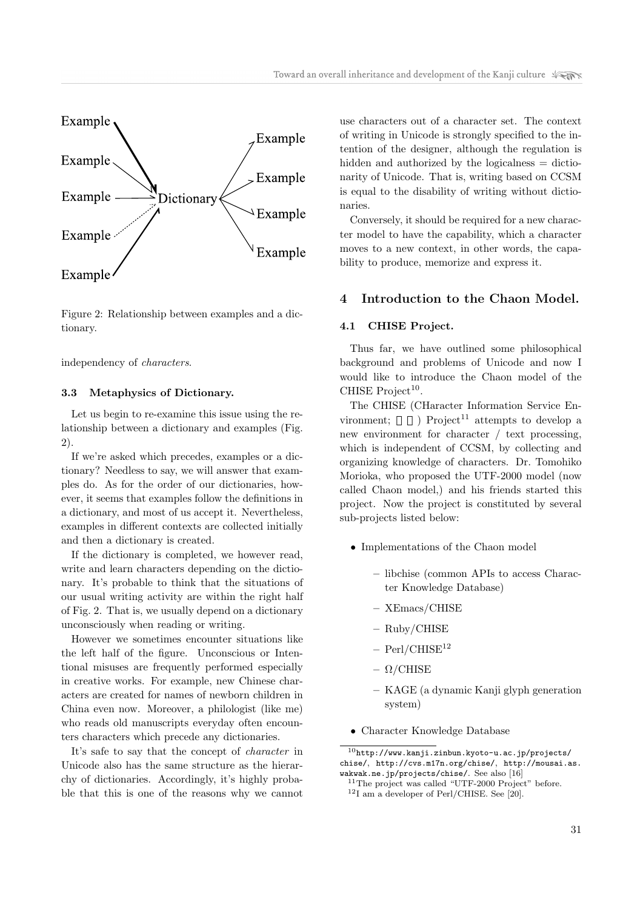Figure 2: Relationship between examples and a dictionary.

independency of *characters*.

### 3.3 Metaphysics of Dictionary.

Let us begin to re-examine this issue using the relationship between a dictionary and examples (Fig. 2).

If we're asked which precedes, examples or a dictionary? Needless to say, we will answer that examples do. As for the order of our dictionaries, however, it seems that examples follow the definitions in a dictionary, and most of us accept it. Nevertheless, examples in different contexts are collected initially and then a dictionary is created.

If the dictionary is completed, we however read, write and learn characters depending on the dictionary. It's probable to think that the situations of our usual writing activity are within the right half of Fig. 2. That is, we usually depend on a dictionary unconsciously when reading or writing.

However we sometimes encounter situations like the left half of the figure. Unconscious or Intentional misuses are frequently performed especially in creative works. For example, new Chinese characters are created for names of newborn children in China even now. Moreover, a philologist (like me) who reads old manuscripts everyday often encounters characters which precede any dictionaries.

It's safe to say that the concept of *character* in Unicode also has the same structure as the hierarchy of dictionaries. Accordingly, it's highly probable that this is one of the reasons why we cannot use characters out of a character set. The context of writing in Unicode is strongly specified to the intention of the designer, although the regulation is hidden and authorized by the logicalness = dictionarity of Unicode. That is, writing based on CCSM is equal to the disability of writing without dictionaries.

Conversely, it should be required for a new character model to have the capability, which a character moves to a new context, in other words, the capability to produce, memorize and express it.

## 4 Introduction to the Chaon Model.

### 4.1 CHISE Project.

Thus far, we have outlined some philosophical background and problems of Unicode and now I would like to introduce the Chaon model of the CHISE Project[10].

The CHISE (CHaracter Information Service Environment; 　) Project[11] attempts to develop a new environment for character / text processing, which is independent of CCSM, by collecting and organizing knowledge of characters. Dr. Tomohiko Morioka, who proposed the UTF-2000 model (now called Chaon model,) and his friends started this project. Now the project is constituted by several sub-projects listed below:

- Implementations of the Chaon model
  - libchise (common APIs to access Character Knowledge Database)
  - XEmacs/CHISE
  - Ruby/CHISE
  - Perl/CHISE[12]
  - $\Omega$/CHISE
  - KAGE (a dynamic Kanji glyph generation system)
- Character Knowledge Database

[10] http://www.kanji.zinbun.kyoto-u.ac.jp/projects/chise/, http://cvs.m17n.org/chise/, http://mousai.as.wakwak.ne.jp/projects/chise/. See also [16]

[11] The project was called "UTF-2000 Project" before.

[12] I am a developer of Perl/CHISE. See [20].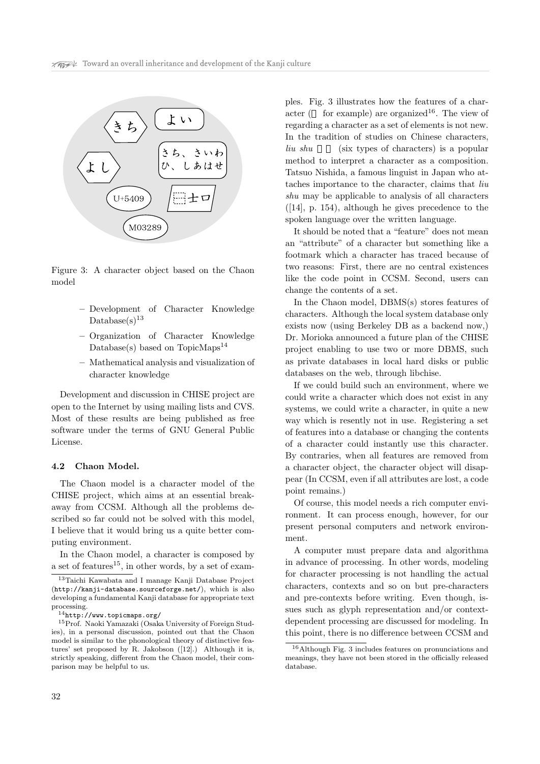Figure 3: A character object based on the Chaon model

- Development of Character Knowledge Database(s)[13]
- Organization of Character Knowledge Database(s) based on TopicMaps[14]
- Mathematical analysis and visualization of character knowledge

Development and discussion in CHISE project are open to the Internet by using mailing lists and CVS. Most of these results are being published as free software under the terms of GNU General Public License.

### 4.2 Chaon Model.

The Chaon model is a character model of the CHISE project, which aims at an essential breakaway from CCSM. Although all the problems described so far could not be solved with this model, I believe that it would bring us a quite better computing environment.

In the Chaon model, a character is composed by a set of features[15], in other words, by a set of examples. Fig. 3 illustrates how the features of a character (吉 for example) are organized[16]. The view of regarding a character as a set of elements is not new. In the tradition of studies on Chinese characters, *liu shu* 六書 (six types of characters) is a popular method to interpret a character as a composition. Tatsuo Nishida, a famous linguist in Japan who attaches importance to the character, claims that *liu shu* may be applicable to analysis of all characters ([14], p. 154), although he gives precedence to the spoken language over the written language.

It should be noted that a "feature" does not mean an "attribute" of a character but something like a footmark which a character has traced because of two reasons: First, there are no central existences like the code point in CCSM. Second, users can change the contents of a set.

In the Chaon model, DBMS(s) stores features of characters. Although the local system database only exists now (using Berkeley DB as a backend now,) Dr. Morioka announced a future plan of the CHISE project enabling to use two or more DBMS, such as private databases in local hard disks or public databases on the web, through libchise.

If we could build such an environment, where we could write a character which does not exist in any systems, we could write a character, in quite a new way which is resently not in use. Registering a set of features into a database or changing the contents of a character could instantly use this character. By contraries, when all features are removed from a character object, the character object will disappear (In CCSM, even if all attributes are lost, a code point remains.)

Of course, this model needs a rich computer environment. It can process enough, however, for our present personal computers and network environment.

A computer must prepare data and algorithma in advance of processing. In other words, modeling for character processing is not handling the actual characters, contexts and so on but pre-characters and pre-contexts before writing. Even though, issues such as glyph representation and/or context-dependent processing are discussed for modeling. In this point, there is no difference between CCSM and

[13] Taichi Kawabata and I manage Kanji Database Project (http://kanji-database.sourceforge.net/), which is also developing a fundamental Kanji database for appropriate text processing.

[14] http://www.topicmaps.org/

[15] Prof. Naoki Yamazaki (Osaka University of Foreign Studies), in a personal discussion, pointed out that the Chaon model is similar to the phonological theory of distinctive features' set proposed by R. Jakobson ([12].) Although it is, strictly speaking, different from the Chaon model, their comparison may be helpful to us.

[16] Although Fig. 3 includes features on pronunciations and meanings, they have not been stored in the officially released database.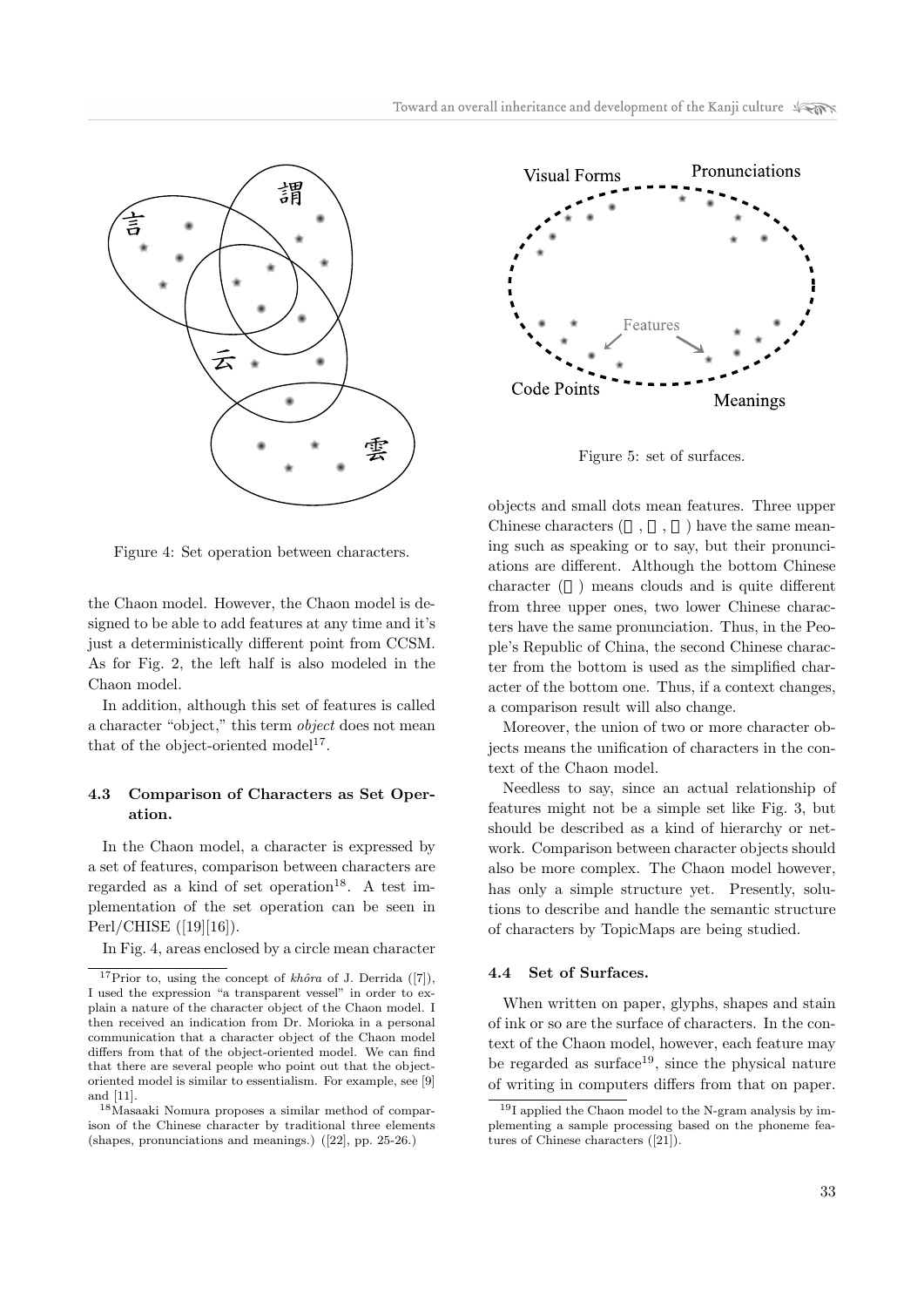Figure 4: Set operation between characters.

the Chaon model. However, the Chaon model is designed to be able to add features at any time and it's just a deterministically different point from CCSM. As for Fig. 2, the left half is also modeled in the Chaon model.

In addition, although this set of features is called a character "object," this term *object* does not mean that of the object-oriented model[17].

### 4.3 Comparison of Characters as Set Operation.

In the Chaon model, a character is expressed by a set of features, comparison between characters are regarded as a kind of set operation[18]. A test implementation of the set operation can be seen in Perl/CHISE ([19][16]).

In Fig. 4, areas enclosed by a circle mean character objects and small dots mean features. Three upper Chinese characters (言, 謂, 云) have the same meaning such as speaking or to say, but their pronunciations are different. Although the bottom Chinese character (雲) means clouds and is quite different from three upper ones, two lower Chinese characters have the same pronunciation. Thus, in the People's Republic of China, the second Chinese character from the bottom is used as the simplified character of the bottom one. Thus, if a context changes, a comparison result will also change.

Moreover, the union of two or more character objects means the unification of characters in the context of the Chaon model.

Needless to say, since an actual relationship of features might not be a simple set like Fig. 3, but should be described as a kind of hierarchy or network. Comparison between character objects should also be more complex. The Chaon model however, has only a simple structure yet. Presently, solutions to describe and handle the semantic structure of characters by TopicMaps are being studied.

Figure 5: set of surfaces.

### 4.4 Set of Surfaces.

When written on paper, glyphs, shapes and stain of ink or so are the surface of characters. In the context of the Chaon model, however, each feature may be regarded as surface[19], since the physical nature of writing in computers differs from that on paper.

---

[17] Prior to, using the concept of *khôra* of J. Derrida ([7]), I used the expression "a transparent vessel" in order to explain a nature of the character object of the Chaon model. I then received an indication from Dr. Morioka in a personal communication that a character object of the Chaon model differs from that of the object-oriented model. We can find that there are several people who point out that the object-oriented model is similar to essentialism. For example, see [9] and [11].

[18] Masaaki Nomura proposes a similar method of comparison of the Chinese character by traditional three elements (shapes, pronunciations and meanings.) ([22], pp. 25-26.)

[19] I applied the Chaon model to the N-gram analysis by implementing a sample processing based on the phoneme features of Chinese characters ([21]).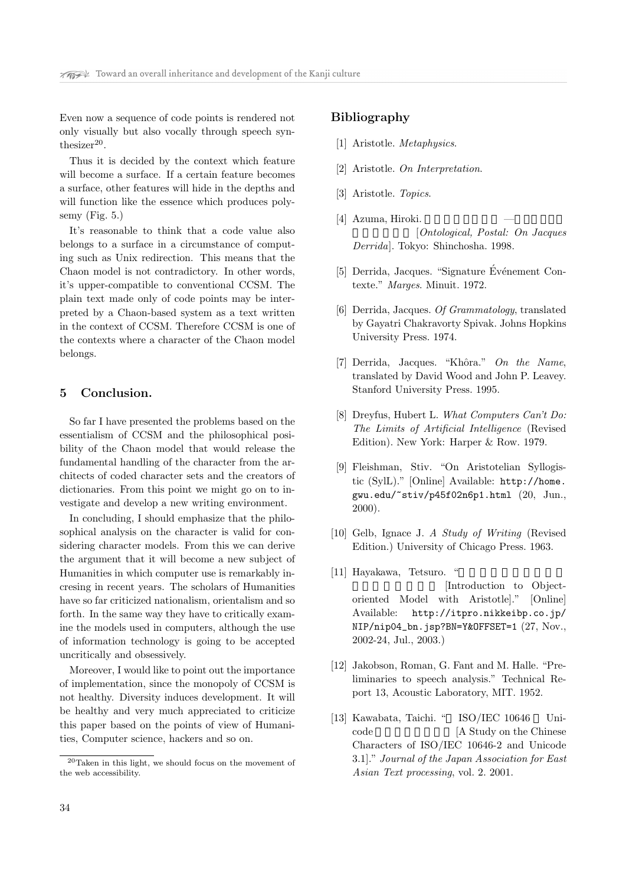Even now a sequence of code points is rendered not only visually but also vocally through speech synthesizer[20].

Thus it is decided by the context which feature will become a surface. If a certain feature becomes a surface, other features will hide in the depths and will function like the essence which produces polysemy (Fig. 5.)

It's reasonable to think that a code value also belongs to a surface in a circumstance of computing such as Unix redirection. This means that the Chaon model is not contradictory. In other words, it's upper-compatible to conventional CCSM. The plain text made only of code points may be interpreted by a Chaon-based system as a text written in the context of CCSM. Therefore CCSM is one of the contexts where a character of the Chaon model belongs.

## 5 Conclusion.

So far I have presented the problems based on the essentialism of CCSM and the philosophical posibility of the Chaon model that would release the fundamental handling of the character from the architects of coded character sets and the creators of dictionaries. From this point we might go on to investigate and develop a new writing environment.

In concluding, I should emphasize that the philosophical analysis on the character is valid for considering character models. From this we can derive the argument that it will become a new subject of Humanities in which computer use is remarkably incresing in recent years. The scholars of Humanities have so far criticized nationalism, orientalism and so forth. In the same way they have to critically examine the models used in computers, although the use of information technology is going to be accepted uncritically and obsessively.

Moreover, I would like to point out the importance of implementation, since the monopoly of CCSM is not healthy. Diversity induces development. It will be healthy and very much appreciated to criticize this paper based on the points of view of Humanities, Computer science, hackers and so on.

[20] Taken in this light, we should focus on the movement of the web accessibility.

## Bibliography

[1] Aristotle. *Metaphysics*.

[2] Aristotle. *On Interpretation*.

[3] Aristotle. *Topics*.

[4] Azuma, Hiroki. — [*Ontological, Postal: On Jacques Derrida*]. Tokyo: Shinchosha. 1998.

[5] Derrida, Jacques. "Signature Événement Contexte." *Marges*. Minuit. 1972.

[6] Derrida, Jacques. *Of Grammatology*, translated by Gayatri Chakravorty Spivak. Johns Hopkins University Press. 1974.

[7] Derrida, Jacques. "Khôra." *On the Name*, translated by David Wood and John P. Leavey. Stanford University Press. 1995.

[8] Dreyfus, Hubert L. *What Computers Can't Do: The Limits of Artificial Intelligence* (Revised Edition). New York: Harper & Row. 1979.

[9] Fleishman, Stiv. "On Aristotelian Syllogistic (SylL)." [Online] Available: `http://home.gwu.edu/~stiv/p45f02n6p1.html` (20, Jun., 2000).

[10] Gelb, Ignace J. *A Study of Writing* (Revised Edition.) University of Chicago Press. 1963.

[11] Hayakawa, Tetsuro. " [Introduction to Object-oriented Model with Aristotle]." [Online] Available: `http://itpro.nikkeibp.co.jp/NIP/nip04_bn.jsp?BN=Y&OFFSET=1` (27, Nov., 2002-24, Jul., 2003.)

[12] Jakobson, Roman, G. Fant and M. Halle. "Preliminaries to speech analysis." Technical Report 13, Acoustic Laboratory, MIT. 1952.

[13] Kawabata, Taichi. " ISO/IEC 10646 Unicode [A Study on the Chinese Characters of ISO/IEC 10646-2 and Unicode 3.1]." *Journal of the Japan Association for East Asian Text processing*, vol. 2. 2001.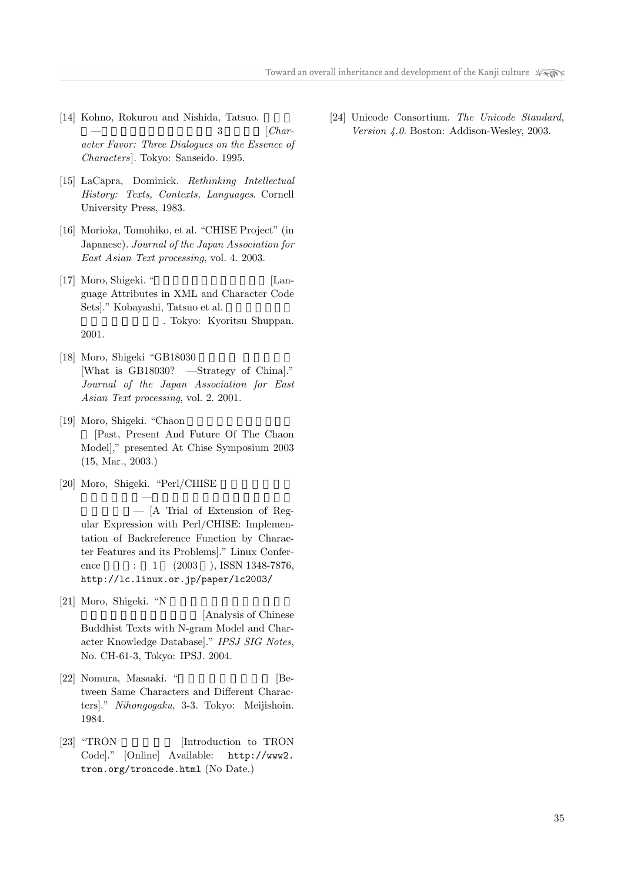[14] Kohno, Rokurou and Nishida, Tatsuo. — 3 [*Character Favor: Three Dialogues on the Essence of Characters*]. Tokyo: Sanseido. 1995.

[15] LaCapra, Dominick. *Rethinking Intellectual History: Texts, Contexts, Languages*. Cornell University Press, 1983.

[16] Morioka, Tomohiko, et al. "CHISE Project" (in Japanese). *Journal of the Japan Association for East Asian Text processing*, vol. 4. 2003.

[17] Moro, Shigeki. " [Language Attributes in XML and Character Code Sets]." Kobayashi, Tatsuo et al. . Tokyo: Kyoritsu Shuppan. 2001.

[18] Moro, Shigeki "GB18030 [What is GB18030? —Strategy of China]." *Journal of the Japan Association for East Asian Text processing*, vol. 2. 2001.

[19] Moro, Shigeki. "Chaon [Past, Present And Future Of The Chaon Model]," presented At Chise Symposium 2003 (15, Mar., 2003.)

[20] Moro, Shigeki. "Perl/CHISE — — [A Trial of Extension of Regular Expression with Perl/CHISE: Implementation of Backreference Function by Character Features and its Problems]." Linux Conference : 1 (2003 ), ISSN 1348-7876, http://lc.linux.or.jp/paper/lc2003/

[21] Moro, Shigeki. "N [Analysis of Chinese Buddhist Texts with N-gram Model and Character Knowledge Database]." *IPSJ SIG Notes*, No. CH-61-3, Tokyo: IPSJ. 2004.

[22] Nomura, Masaaki. " [Between Same Characters and Different Characters]." *Nihongogaku*, 3-3. Tokyo: Meijishoin. 1984.

[23] "TRON [Introduction to TRON Code]." [Online] Available: http://www2.tron.org/troncode.html (No Date.)

[24] Unicode Consortium. *The Unicode Standard, Version 4.0*. Boston: Addison-Wesley, 2003.